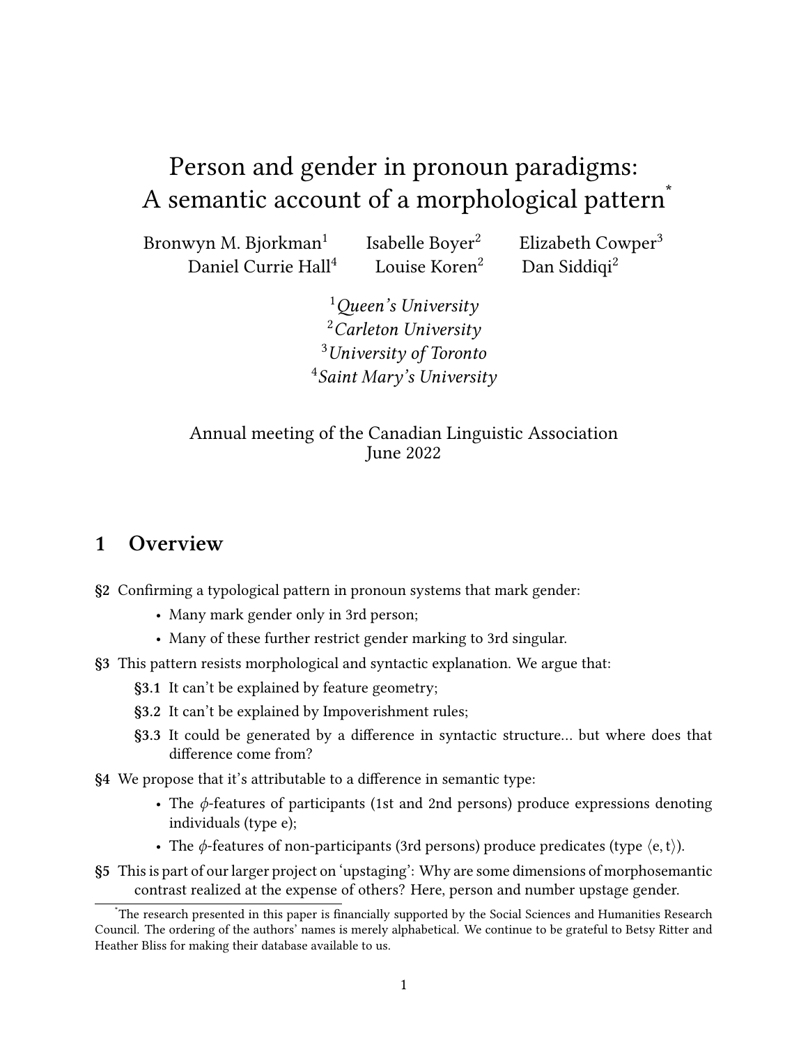# Person and gender in pronoun paradigms: A semantic account of a morphological pattern[*]

Bronwyn M. Bjorkman[1] Isabelle Boyer[2] Elizabeth Cowper[3] Daniel Currie Hall[4] Louise Koren[2] Dan Siddiqi[2]

[1]*Queen's University*
[2]*Carleton University*
[3]*University of Toronto*
[4]*Saint Mary's University*

Annual meeting of the Canadian Linguistic Association
June 2022

## 1 Overview

**§2** Confirming a typological pattern in pronoun systems that mark gender:

- Many mark gender only in 3rd person;
- Many of these further restrict gender marking to 3rd singular.

**§3** This pattern resists morphological and syntactic explanation. We argue that:

- **§3.1** It can't be explained by feature geometry;
- **§3.2** It can't be explained by Impoverishment rules;
- **§3.3** It could be generated by a difference in syntactic structure… but where does that difference come from?

**§4** We propose that it's attributable to a difference in semantic type:

- The $\phi$-features of participants (1st and 2nd persons) produce expressions denoting individuals (type e);
- The $\phi$-features of non-participants (3rd persons) produce predicates (type $\langle e, t \rangle$).

**§5** This is part of our larger project on 'upstaging': Why are some dimensions of morphosemantic contrast realized at the expense of others? Here, person and number upstage gender.

[*] The research presented in this paper is financially supported by the Social Sciences and Humanities Research Council. The ordering of the authors' names is merely alphabetical. We continue to be grateful to Betsy Ritter and Heather Bliss for making their database available to us.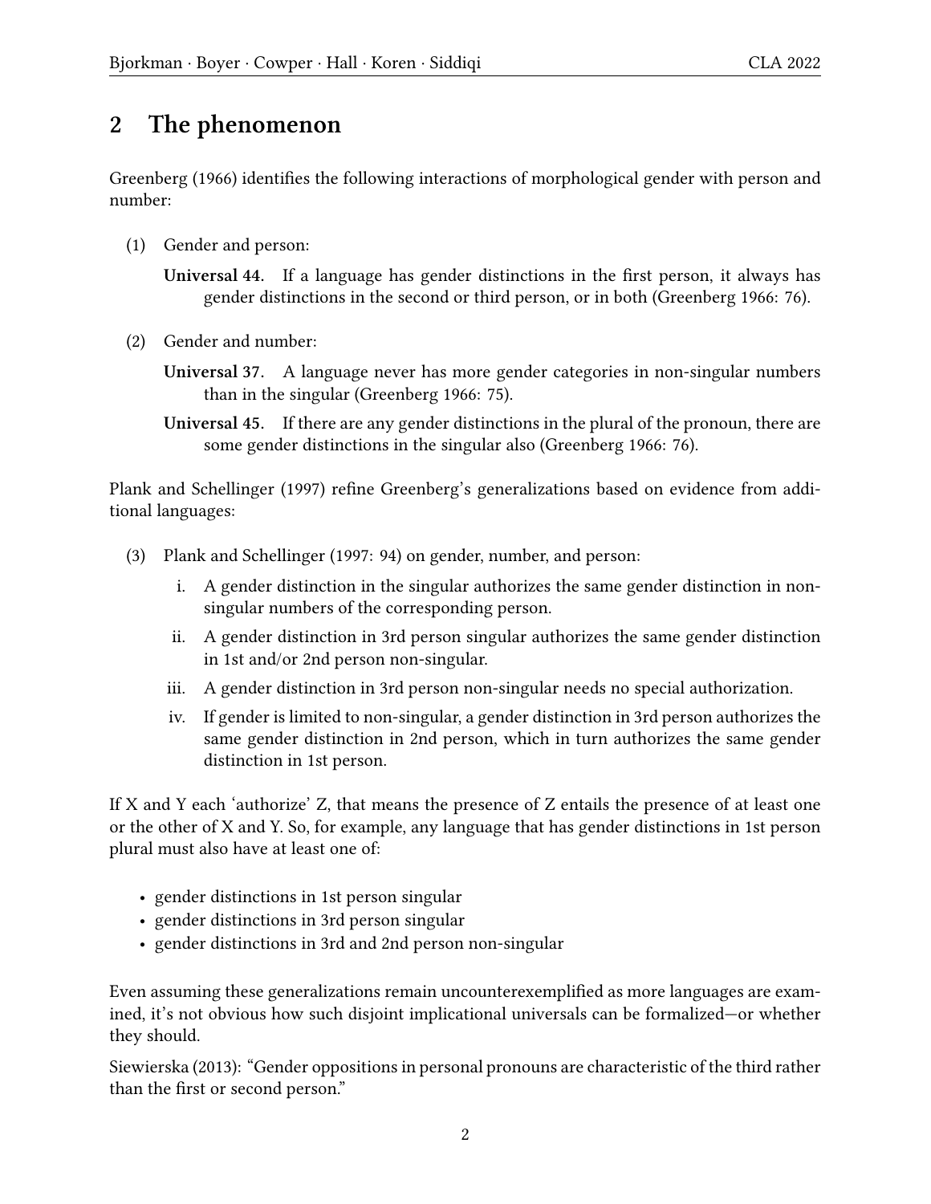## 2 The phenomenon

Greenberg (1966) identifies the following interactions of morphological gender with person and number:

(1) Gender and person:

**Universal 44.** If a language has gender distinctions in the first person, it always has gender distinctions in the second or third person, or in both (Greenberg 1966: 76).

(2) Gender and number:

**Universal 37.** A language never has more gender categories in non-singular numbers than in the singular (Greenberg 1966: 75).

**Universal 45.** If there are any gender distinctions in the plural of the pronoun, there are some gender distinctions in the singular also (Greenberg 1966: 76).

Plank and Schellinger (1997) refine Greenberg's generalizations based on evidence from additional languages:

(3) Plank and Schellinger (1997: 94) on gender, number, and person:

i. A gender distinction in the singular authorizes the same gender distinction in non-singular numbers of the corresponding person.

ii. A gender distinction in 3rd person singular authorizes the same gender distinction in 1st and/or 2nd person non-singular.

iii. A gender distinction in 3rd person non-singular needs no special authorization.

iv. If gender is limited to non-singular, a gender distinction in 3rd person authorizes the same gender distinction in 2nd person, which in turn authorizes the same gender distinction in 1st person.

If X and Y each 'authorize' Z, that means the presence of Z entails the presence of at least one or the other of X and Y. So, for example, any language that has gender distinctions in 1st person plural must also have at least one of:

- gender distinctions in 1st person singular
- gender distinctions in 3rd person singular
- gender distinctions in 3rd and 2nd person non-singular

Even assuming these generalizations remain uncounterexemplified as more languages are examined, it's not obvious how such disjoint implicational universals can be formalized—or whether they should.

Siewierska (2013): "Gender oppositions in personal pronouns are characteristic of the third rather than the first or second person."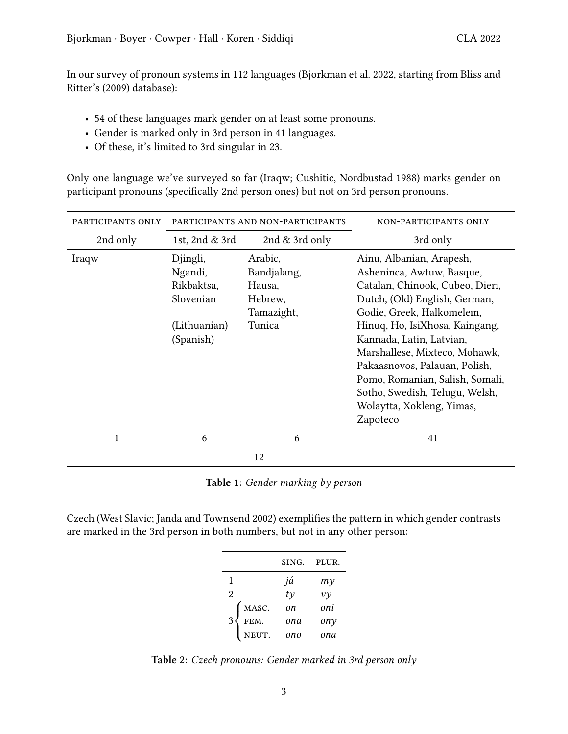In our survey of pronoun systems in 112 languages (Bjorkman et al. 2022, starting from Bliss and Ritter's (2009) database):

- 54 of these languages mark gender on at least some pronouns.
- Gender is marked only in 3rd person in 41 languages.
- Of these, it's limited to 3rd singular in 23.

Only one language we've surveyed so far (Iraqw; Cushitic, Nordbustad 1988) marks gender on participant pronouns (specifically 2nd person ones) but not on 3rd person pronouns.

| PARTICIPANTS ONLY | PARTICIPANTS AND NON-PARTICIPANTS | | NON-PARTICIPANTS ONLY |
|---|---|---|---|
| 2nd only | 1st, 2nd & 3rd | 2nd & 3rd only | 3rd only |
| Iraqw | Djingli, Ngandi, Rikbaktsa, Slovenian, (Lithuanian) (Spanish) | Arabic, Bandjalang, Hausa, Hebrew, Tamazight, Tunica | Ainu, Albanian, Arapesh, Asheninca, Awtuw, Basque, Catalan, Chinook, Cubeo, Dieri, Dutch, (Old) English, German, Godie, Greek, Halkomelem, Hinuq, Ho, IsiXhosa, Kaingang, Kannada, Latin, Latvian, Marshallese, Mixteco, Mohawk, Pakaasnovos, Palauan, Polish, Pomo, Romanian, Salish, Somali, Sotho, Swedish, Telugu, Welsh, Wolaytta, Xokleng, Yimas, Zapoteco |
| 1 | 6 | 6 | 41 |
| | 12 | | |

**Table 1:** *Gender marking by person*

Czech (West Slavic; Janda and Townsend 2002) exemplifies the pattern in which gender contrasts are marked in the 3rd person in both numbers, but not in any other person:

| | | SING. | PLUR. |
|---|---|---|---|
| 1 | | *já* | *my* |
| 2 | | *ty* | *vy* |
| 3 | MASC. | *on* | *oni* |
| | FEM. | *ona* | *ony* |
| | NEUT. | *ono* | *ona* |

**Table 2:** *Czech pronouns: Gender marked in 3rd person only*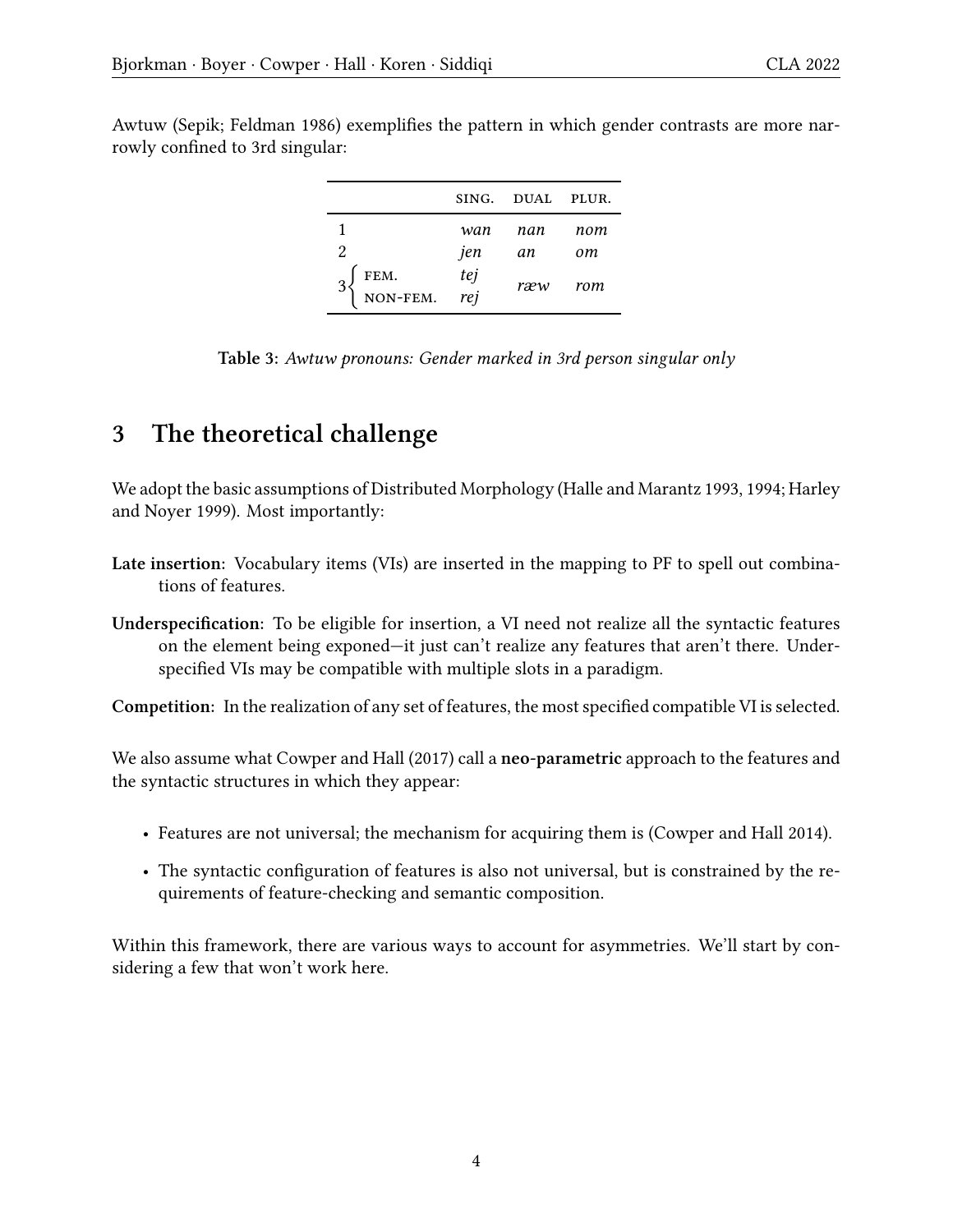Awtuw (Sepik; Feldman 1986) exemplifies the pattern in which gender contrasts are more narrowly confined to 3rd singular:

| | | SING. | DUAL | PLUR. |
|---|---|---|---|---|
| 1 | | *wan* | *nan* | *nom* |
| 2 | | *jen* | *an* | *om* |
| 3 | FEM. | *tej* | *ræw* | *rom* |
| | NON-FEM. | *rej* | | |

**Table 3:** *Awtuw pronouns: Gender marked in 3rd person singular only*

## 3 The theoretical challenge

We adopt the basic assumptions of Distributed Morphology (Halle and Marantz 1993, 1994; Harley and Noyer 1999). Most importantly:

**Late insertion:** Vocabulary items (VIs) are inserted in the mapping to PF to spell out combinations of features.

**Underspecification:** To be eligible for insertion, a VI need not realize all the syntactic features on the element being exponed—it just can't realize any features that aren't there. Underspecified VIs may be compatible with multiple slots in a paradigm.

**Competition:** In the realization of any set of features, the most specified compatible VI is selected.

We also assume what Cowper and Hall (2017) call a **neo-parametric** approach to the features and the syntactic structures in which they appear:

- Features are not universal; the mechanism for acquiring them is (Cowper and Hall 2014).
- The syntactic configuration of features is also not universal, but is constrained by the requirements of feature-checking and semantic composition.

Within this framework, there are various ways to account for asymmetries. We'll start by considering a few that won't work here.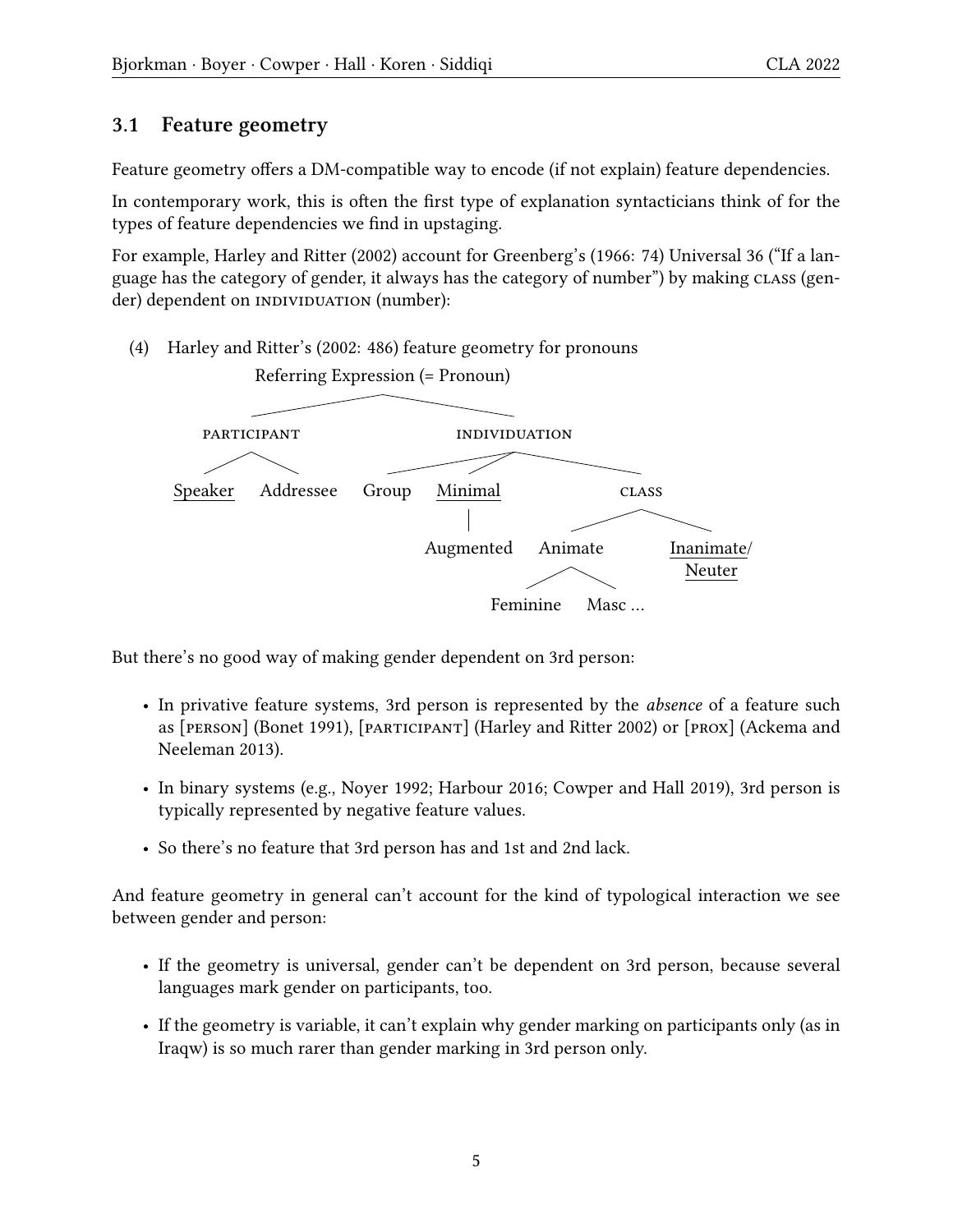## 3.1 Feature geometry

Feature geometry offers a DM-compatible way to encode (if not explain) feature dependencies.

In contemporary work, this is often the first type of explanation syntacticians think of for the types of feature dependencies we find in upstaging.

For example, Harley and Ritter (2002) account for Greenberg's (1966: 74) Universal 36 ("If a language has the category of gender, it always has the category of number") by making CLASS (gender) dependent on INDIVIDUATION (number):

(4) Harley and Ritter's (2002: 486) feature geometry for pronouns

```
                 Referring Expression (= Pronoun)
               /                                  \
       PARTICIPANT                           INDIVIDUATION
        /       \                          /       |        \
  Speaker   Addressee                 Group    Minimal        CLASS
  (underlined)                                (underlined)   /      \
                                                 |       Animate   Inanimate/
                                             Augmented    /    \   Neuter (underlined)
                                                   Feminine   Masc ...
```

But there's no good way of making gender dependent on 3rd person:

- In privative feature systems, 3rd person is represented by the *absence* of a feature such as [PERSON] (Bonet 1991), [PARTICIPANT] (Harley and Ritter 2002) or [PROX] (Ackema and Neeleman 2013).
- In binary systems (e.g., Noyer 1992; Harbour 2016; Cowper and Hall 2019), 3rd person is typically represented by negative feature values.
- So there's no feature that 3rd person has and 1st and 2nd lack.

And feature geometry in general can't account for the kind of typological interaction we see between gender and person:

- If the geometry is universal, gender can't be dependent on 3rd person, because several languages mark gender on participants, too.
- If the geometry is variable, it can't explain why gender marking on participants only (as in Iraqw) is so much rarer than gender marking in 3rd person only.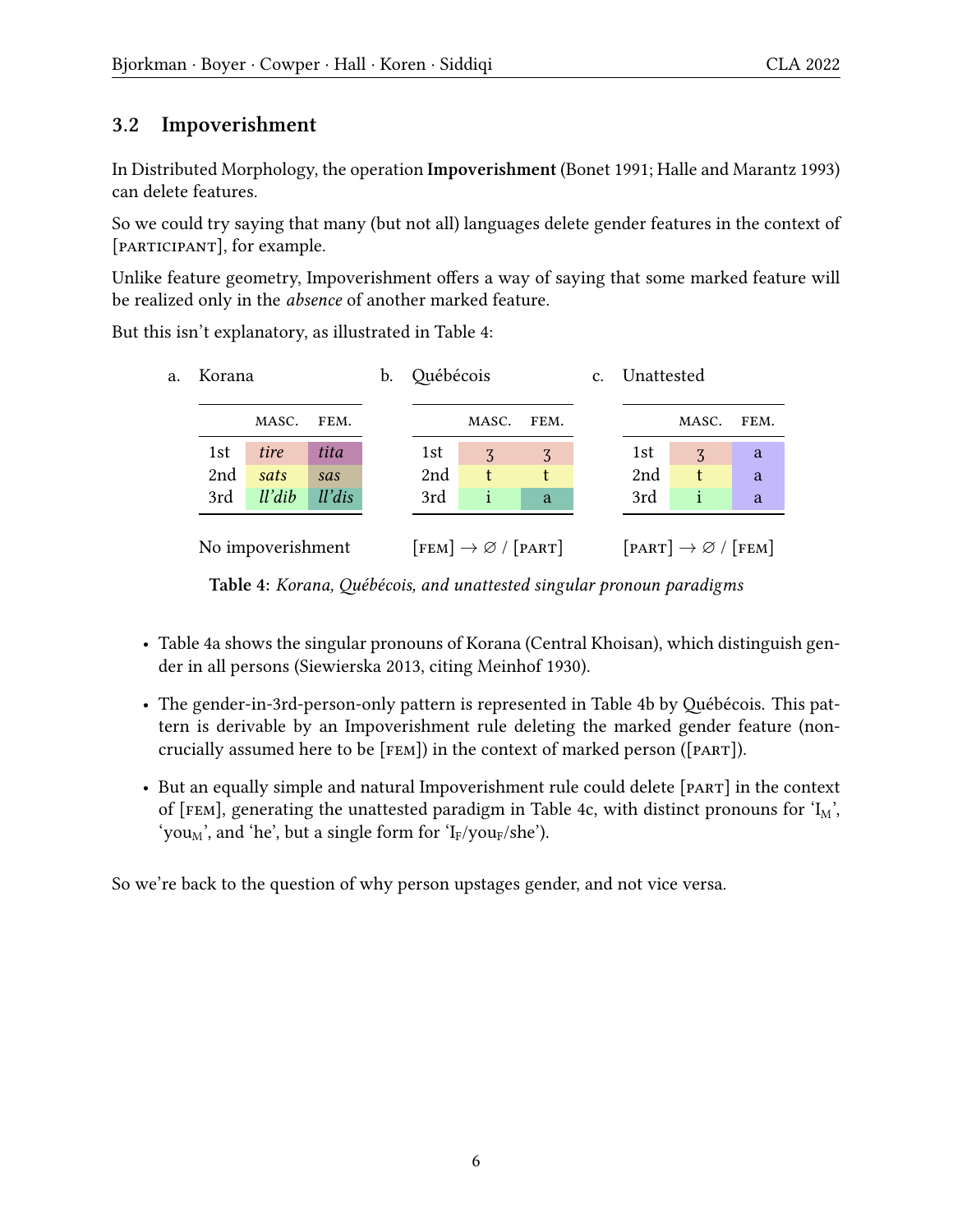## 3.2 Impoverishment

In Distributed Morphology, the operation **Impoverishment** (Bonet 1991; Halle and Marantz 1993) can delete features.

So we could try saying that many (but not all) languages delete gender features in the context of [PARTICIPANT], for example.

Unlike feature geometry, Impoverishment offers a way of saying that some marked feature will be realized only in the *absence* of another marked feature.

But this isn't explanatory, as illustrated in Table 4:

a. Korana

| | MASC. | FEM. |
|---|---|---|
| 1st | *tire* | *tita* |
| 2nd | *sats* | *sas* |
| 3rd | *ll'dib* | *ll'dis* |

No impoverishment

b. Québécois

| | MASC. | FEM. |
|---|---|---|
| 1st | ʒ | ʒ |
| 2nd | t | t |
| 3rd | i | a |

[FEM] → ∅ / [PART]

c. Unattested

| | MASC. | FEM. |
|---|---|---|
| 1st | ʒ | a |
| 2nd | t | a |
| 3rd | i | a |

[PART] → ∅ / [FEM]

**Table 4**: *Korana, Québécois, and unattested singular pronoun paradigms*

- Table 4a shows the singular pronouns of Korana (Central Khoisan), which distinguish gender in all persons (Siewierska 2013, citing Meinhof 1930).
- The gender-in-3rd-person-only pattern is represented in Table 4b by Québécois. This pattern is derivable by an Impoverishment rule deleting the marked gender feature (noncrucially assumed here to be [FEM]) in the context of marked person ([PART]).
- But an equally simple and natural Impoverishment rule could delete [PART] in the context of [FEM], generating the unattested paradigm in Table 4c, with distinct pronouns for 'I$_{M}$', 'you$_{M}$', and 'he', but a single form for 'I$_{F}$/you$_{F}$/she').

So we're back to the question of why person upstages gender, and not vice versa.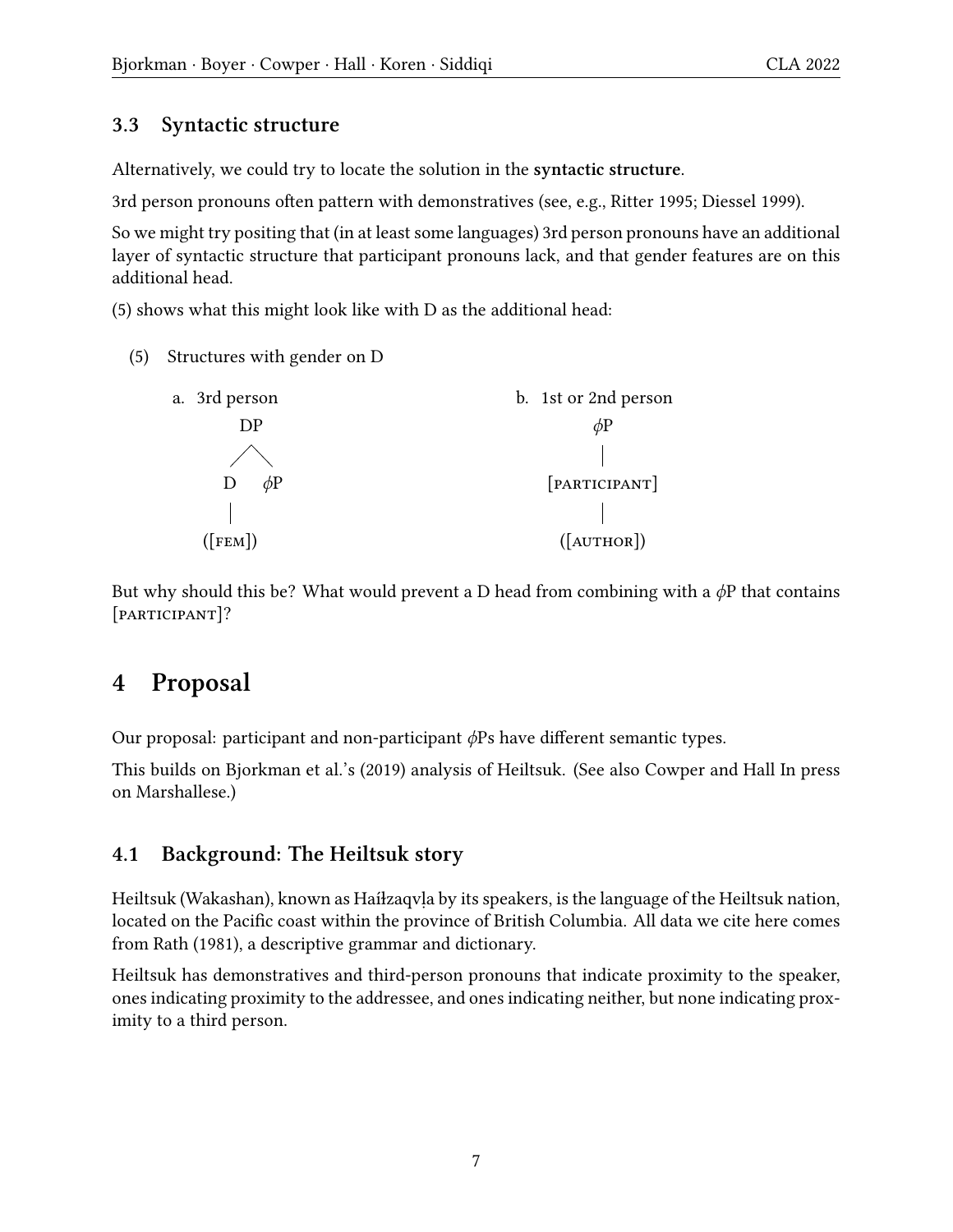### 3.3 Syntactic structure

Alternatively, we could try to locate the solution in the **syntactic structure**.

3rd person pronouns often pattern with demonstratives (see, e.g., Ritter 1995; Diessel 1999).

So we might try positing that (in at least some languages) 3rd person pronouns have an additional layer of syntactic structure that participant pronouns lack, and that gender features are on this additional head.

(5) shows what this might look like with D as the additional head:

(5) Structures with gender on D

a. 3rd person

```
      DP
     /  \
    D    φP
    |
 ([FEM])
```

b. 1st or 2nd person

```
      φP
      |
 [PARTICIPANT]
      |
  ([AUTHOR])
```

But why should this be? What would prevent a D head from combining with a $\phi$P that contains [PARTICIPANT]?

# 4 Proposal

Our proposal: participant and non-participant $\phi$Ps have different semantic types.

This builds on Bjorkman et al.'s (2019) analysis of Heiltsuk. (See also Cowper and Hall In press on Marshallese.)

## 4.1 Background: The Heiltsuk story

Heiltsuk (Wakashan), known as Haíɫzaqvḷa by its speakers, is the language of the Heiltsuk nation, located on the Pacific coast within the province of British Columbia. All data we cite here comes from Rath (1981), a descriptive grammar and dictionary.

Heiltsuk has demonstratives and third-person pronouns that indicate proximity to the speaker, ones indicating proximity to the addressee, and ones indicating neither, but none indicating proximity to a third person.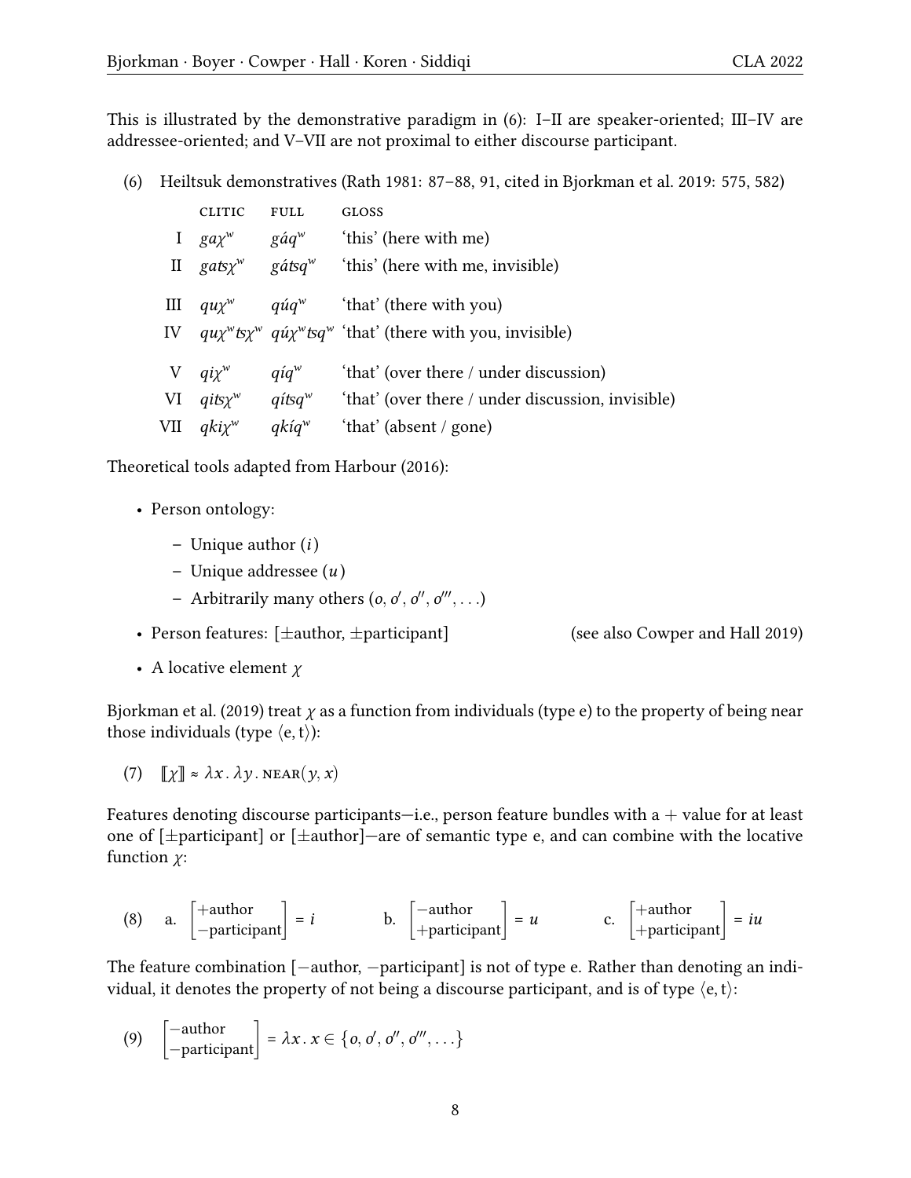This is illustrated by the demonstrative paradigm in (6): I–II are speaker-oriented; III–IV are addressee-oriented; and V–VII are not proximal to either discourse participant.

(6) Heiltsuk demonstratives (Rath 1981: 87–88, 91, cited in Bjorkman et al. 2019: 575, 582)

| | CLITIC | FULL | GLOSS |
|---|---|---|---|
| I | *gaχʷ* | *gáqʷ* | 'this' (here with me) |
| II | *gatsχʷ* | *gátsqʷ* | 'this' (here with me, invisible) |
| III | *quχʷ* | *qúqʷ* | 'that' (there with you) |
| IV | *quχʷtsχʷ* | *qúχʷtsqʷ* | 'that' (there with you, invisible) |
| V | *qiχʷ* | *qíqʷ* | 'that' (over there / under discussion) |
| VI | *qitsχʷ* | *qítsqʷ* | 'that' (over there / under discussion, invisible) |
| VII | *qkiχʷ* | *qkíqʷ* | 'that' (absent / gone) |

Theoretical tools adapted from Harbour (2016):

- Person ontology:
  - Unique author ($i$)
  - Unique addressee ($u$)
  - Arbitrarily many others ($o, o', o'', o''', \ldots$)
- Person features: [±author, ±participant] (see also Cowper and Hall 2019)
- A locative element $\chi$

Bjorkman et al. (2019) treat $\chi$ as a function from individuals (type e) to the property of being near those individuals (type $\langle e, t \rangle$):

(7) $[\![\chi]\!] \approx \lambda x \,.\, \lambda y \,.\, \textsc{near}(y, x)$

Features denoting discourse participants—i.e., person feature bundles with a + value for at least one of [±participant] or [±author]—are of semantic type e, and can combine with the locative function $\chi$:

(8) a. $\begin{bmatrix} +\text{author} \\ -\text{participant} \end{bmatrix} = i$ b. $\begin{bmatrix} -\text{author} \\ +\text{participant} \end{bmatrix} = u$ c. $\begin{bmatrix} +\text{author} \\ +\text{participant} \end{bmatrix} = iu$

The feature combination [−author, −participant] is not of type e. Rather than denoting an individual, it denotes the property of not being a discourse participant, and is of type $\langle e, t \rangle$:

(9) $\begin{bmatrix} -\text{author} \\ -\text{participant} \end{bmatrix} = \lambda x \,.\, x \in \{o, o', o'', o''', \ldots\}$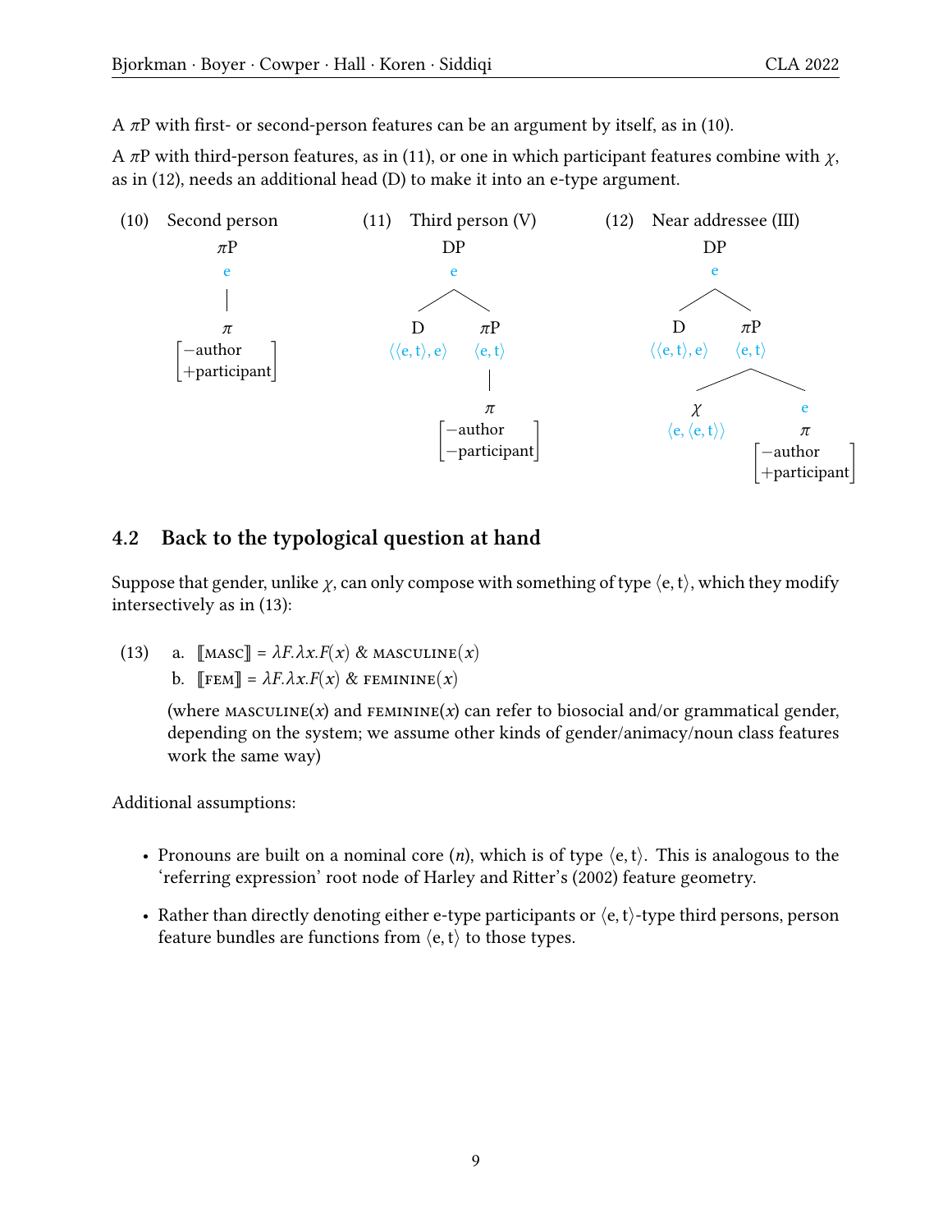A $\pi$P with first- or second-person features can be an argument by itself, as in (10).

A $\pi$P with third-person features, as in (11), or one in which participant features combine with $\chi$, as in (12), needs an additional head (D) to make it into an e-type argument.

(10) Second person

```
πP
e
|
π
[−author
 +participant]
```

(11) Third person (V)

```
        DP
        e
      /    \
     D       πP
⟨⟨e,t⟩,e⟩   ⟨e,t⟩
             |
             π
         [−author
          −participant]
```

(12) Near addressee (III)

```
        DP
        e
      /    \
     D       πP
⟨⟨e,t⟩,e⟩   ⟨e,t⟩
           /     \
          χ        e
     ⟨e,⟨e,t⟩⟩     π
               [−author
                +participant]
```

## 4.2 Back to the typological question at hand

Suppose that gender, unlike $\chi$, can only compose with something of type $\langle e, t\rangle$, which they modify intersectively as in (13):

(13)
a. $[\![\text{MASC}]\!] = \lambda F.\lambda x.F(x)$ & $\textsc{masculine}(x)$

b. $[\![\text{FEM}]\!] = \lambda F.\lambda x.F(x)$ & $\textsc{feminine}(x)$

(where $\textsc{masculine}(x)$ and $\textsc{feminine}(x)$ can refer to biosocial and/or grammatical gender, depending on the system; we assume other kinds of gender/animacy/noun class features work the same way)

Additional assumptions:

- Pronouns are built on a nominal core ($n$), which is of type $\langle e, t\rangle$. This is analogous to the 'referring expression' root node of Harley and Ritter's (2002) feature geometry.
- Rather than directly denoting either e-type participants or $\langle e, t\rangle$-type third persons, person feature bundles are functions from $\langle e, t\rangle$ to those types.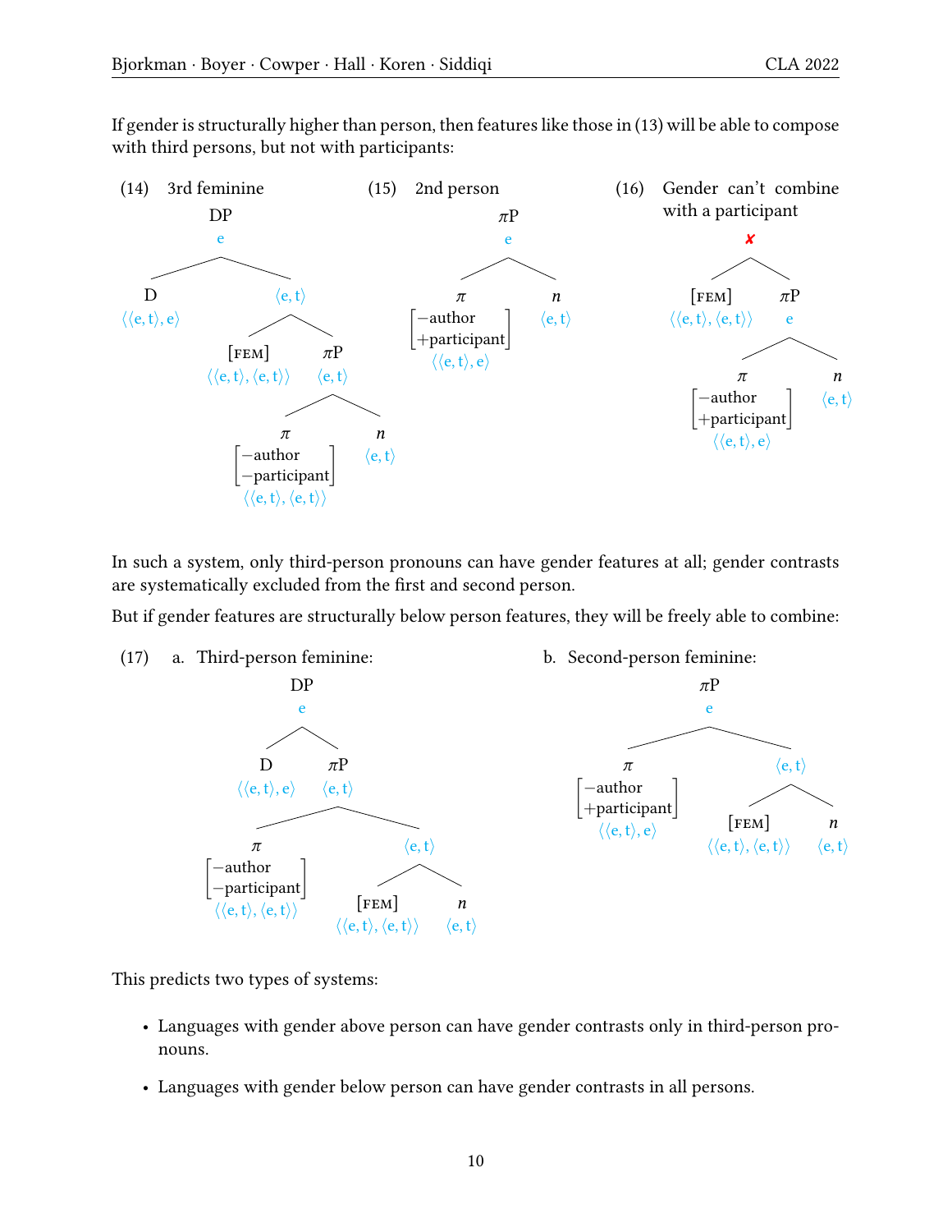If gender is structurally higher than person, then features like those in (13) will be able to compose with third persons, but not with participants:

(14) 3rd feminine

```
DP
e
├── D  ⟨⟨e,t⟩,e⟩
└── ⟨e,t⟩
    ├── [FEM]  ⟨⟨e,t⟩,⟨e,t⟩⟩
    └── πP  ⟨e,t⟩
        ├── π [−author, −participant]  ⟨⟨e,t⟩,⟨e,t⟩⟩
        └── n  ⟨e,t⟩
```

(15) 2nd person

```
πP
e
├── π [−author, +participant]  ⟨⟨e,t⟩,e⟩
└── n  ⟨e,t⟩
```

(16) Gender can't combine with a participant

```
✘
├── [FEM]  ⟨⟨e,t⟩,⟨e,t⟩⟩
└── πP  e
    ├── π [−author, +participant]  ⟨⟨e,t⟩,e⟩
    └── n  ⟨e,t⟩
```

In such a system, only third-person pronouns can have gender features at all; gender contrasts are systematically excluded from the first and second person.

But if gender features are structurally below person features, they will be freely able to combine:

(17) a. Third-person feminine:

```
DP
e
├── D  ⟨⟨e,t⟩,e⟩
└── πP  ⟨e,t⟩
    ├── π [−author, −participant]  ⟨⟨e,t⟩,⟨e,t⟩⟩
    └── ⟨e,t⟩
        ├── [FEM]  ⟨⟨e,t⟩,⟨e,t⟩⟩
        └── n  ⟨e,t⟩
```

b. Second-person feminine:

```
πP
e
├── π [−author, +participant]  ⟨⟨e,t⟩,e⟩
└── ⟨e,t⟩
    ├── [FEM]  ⟨⟨e,t⟩,⟨e,t⟩⟩
    └── n  ⟨e,t⟩
```

This predicts two types of systems:

- Languages with gender above person can have gender contrasts only in third-person pronouns.
- Languages with gender below person can have gender contrasts in all persons.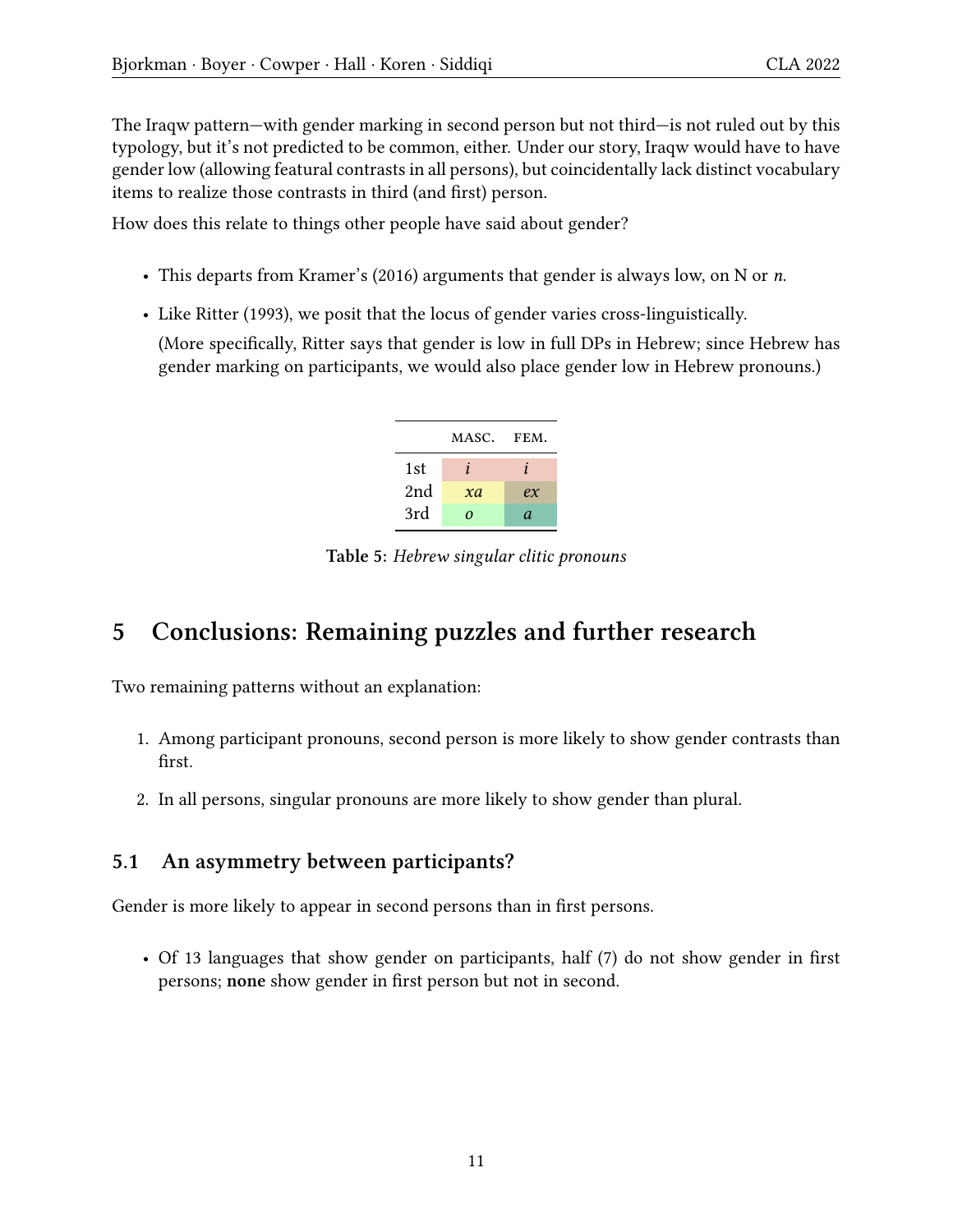The Iraqw pattern—with gender marking in second person but not third—is not ruled out by this typology, but it's not predicted to be common, either. Under our story, Iraqw would have to have gender low (allowing featural contrasts in all persons), but coincidentally lack distinct vocabulary items to realize those contrasts in third (and first) person.

How does this relate to things other people have said about gender?

- This departs from Kramer's (2016) arguments that gender is always low, on N or *n*.
- Like Ritter (1993), we posit that the locus of gender varies cross-linguistically.

  (More specifically, Ritter says that gender is low in full DPs in Hebrew; since Hebrew has gender marking on participants, we would also place gender low in Hebrew pronouns.)

| | MASC. | FEM. |
|---|---|---|
| 1st | *i* | *i* |
| 2nd | *xa* | *ex* |
| 3rd | *o* | *a* |

**Table 5:** *Hebrew singular clitic pronouns*

# 5 Conclusions: Remaining puzzles and further research

Two remaining patterns without an explanation:

1. Among participant pronouns, second person is more likely to show gender contrasts than first.
2. In all persons, singular pronouns are more likely to show gender than plural.

## 5.1 An asymmetry between participants?

Gender is more likely to appear in second persons than in first persons.

- Of 13 languages that show gender on participants, half (7) do not show gender in first persons; **none** show gender in first person but not in second.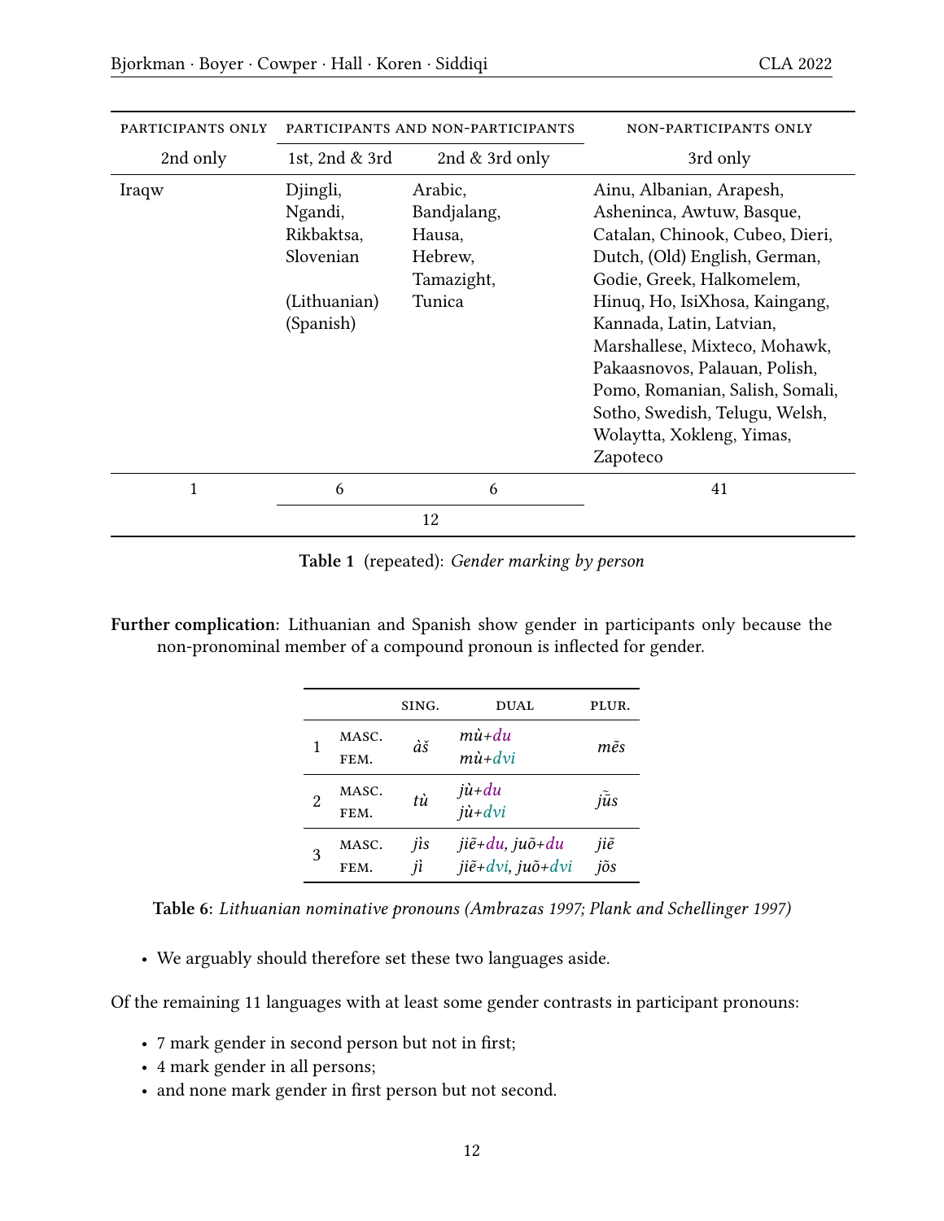| PARTICIPANTS ONLY | PARTICIPANTS AND NON-PARTICIPANTS | | NON-PARTICIPANTS ONLY |
|---|---|---|---|
| 2nd only | 1st, 2nd & 3rd | 2nd & 3rd only | 3rd only |
| Iraqw | Djingli, Ngandi, Rikbaktsa, Slovenian (Lithuanian) (Spanish) | Arabic, Bandjalang, Hausa, Hebrew, Tamazight, Tunica | Ainu, Albanian, Arapesh, Asheninca, Awtuw, Basque, Catalan, Chinook, Cubeo, Dieri, Dutch, (Old) English, German, Godie, Greek, Halkomelem, Hinuq, Ho, IsiXhosa, Kaingang, Kannada, Latin, Latvian, Marshallese, Mixteco, Mohawk, Pakaasnovos, Palauan, Polish, Pomo, Romanian, Salish, Somali, Sotho, Swedish, Telugu, Welsh, Wolaytta, Xokleng, Yimas, Zapoteco |
| 1 | 6 | 6 | 41 |
| | 12 | | |

**Table 1** (repeated): *Gender marking by person*

**Further complication:** Lithuanian and Spanish show gender in participants only because the non-pronominal member of a compound pronoun is inflected for gender.

| | | SING. | DUAL | PLUR. |
|---|---|---|---|---|
| 1 | MASC. | *àš* | *mù+du* | *mẽs* |
| | FEM. | | *mù+dvi* | |
| 2 | MASC. | *tù* | *jù+du* | *jū̃s* |
| | FEM. | | *jù+dvi* | |
| 3 | MASC. | *jìs* | *jiẽ+du, juõ+du* | *jiẽ* |
| | FEM. | *jì* | *jiẽ+dvi, juõ+dvi* | *jõs* |

**Table 6**: *Lithuanian nominative pronouns (Ambrazas 1997; Plank and Schellinger 1997)*

- We arguably should therefore set these two languages aside.

Of the remaining 11 languages with at least some gender contrasts in participant pronouns:

- 7 mark gender in second person but not in first;
- 4 mark gender in all persons;
- and none mark gender in first person but not second.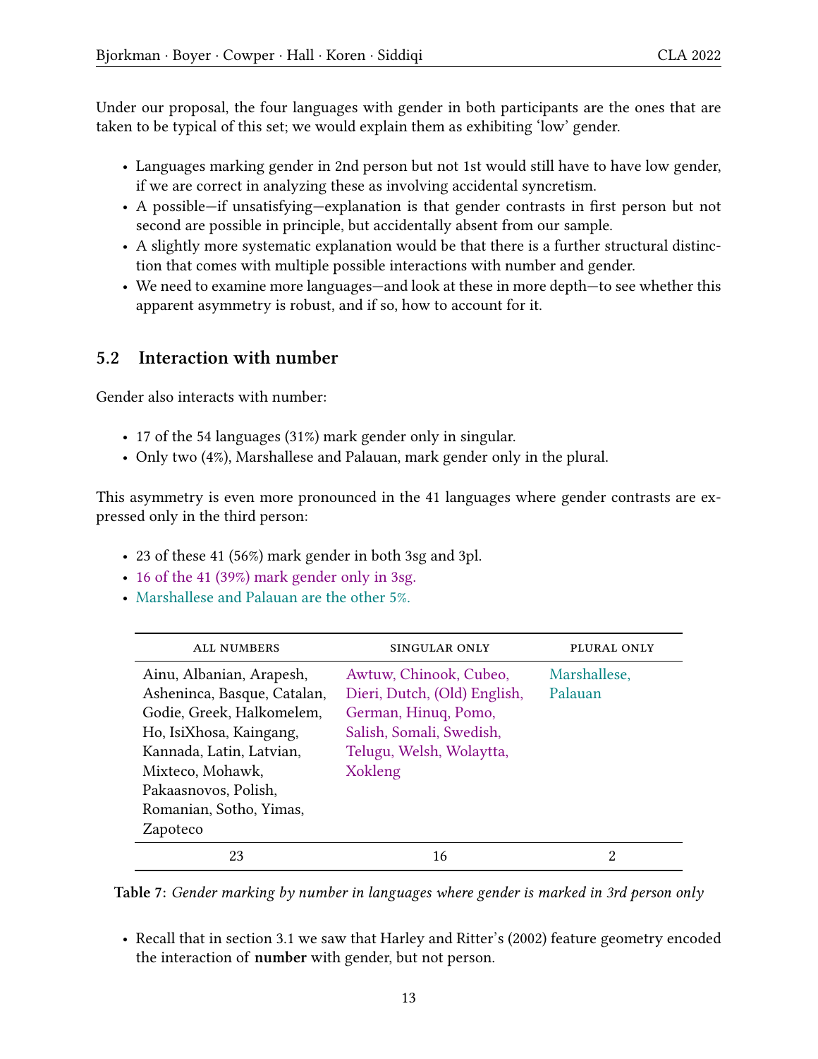Under our proposal, the four languages with gender in both participants are the ones that are taken to be typical of this set; we would explain them as exhibiting 'low' gender.

- Languages marking gender in 2nd person but not 1st would still have to have low gender, if we are correct in analyzing these as involving accidental syncretism.
- A possible—if unsatisfying—explanation is that gender contrasts in first person but not second are possible in principle, but accidentally absent from our sample.
- A slightly more systematic explanation would be that there is a further structural distinction that comes with multiple possible interactions with number and gender.
- We need to examine more languages—and look at these in more depth—to see whether this apparent asymmetry is robust, and if so, how to account for it.

## 5.2 Interaction with number

Gender also interacts with number:

- 17 of the 54 languages (31%) mark gender only in singular.
- Only two (4%), Marshallese and Palauan, mark gender only in the plural.

This asymmetry is even more pronounced in the 41 languages where gender contrasts are expressed only in the third person:

- 23 of these 41 (56%) mark gender in both 3sg and 3pl.
- 16 of the 41 (39%) mark gender only in 3sg.
- Marshallese and Palauan are the other 5%.

| ALL NUMBERS | SINGULAR ONLY | PLURAL ONLY |
|---|---|---|
| Ainu, Albanian, Arapesh, Asheninca, Basque, Catalan, Godie, Greek, Halkomelem, Ho, IsiXhosa, Kaingang, Kannada, Latin, Latvian, Mixteco, Mohawk, Pakaasnovos, Polish, Romanian, Sotho, Yimas, Zapoteco | Awtuw, Chinook, Cubeo, Dieri, Dutch, (Old) English, German, Hinuq, Pomo, Salish, Somali, Swedish, Telugu, Welsh, Wolaytta, Xokleng | Marshallese, Palauan |
| 23 | 16 | 2 |

**Table 7:** *Gender marking by number in languages where gender is marked in 3rd person only*

- Recall that in section 3.1 we saw that Harley and Ritter's (2002) feature geometry encoded the interaction of **number** with gender, but not person.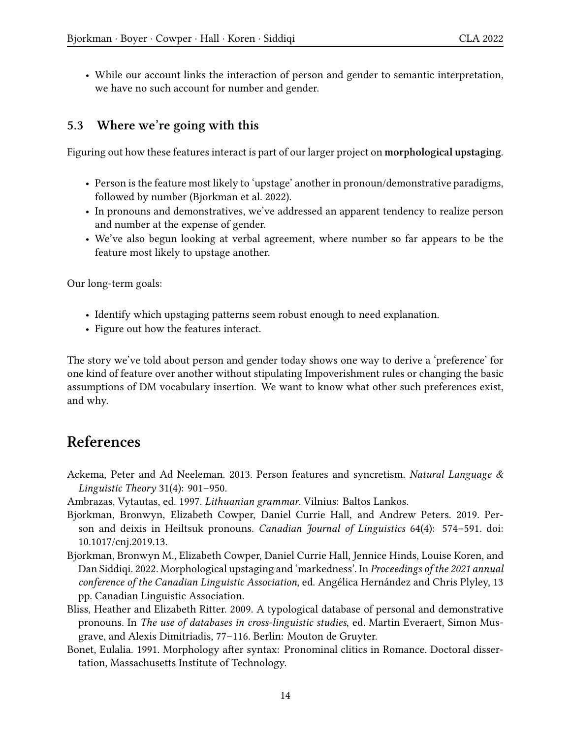- While our account links the interaction of person and gender to semantic interpretation, we have no such account for number and gender.

### 5.3 Where we're going with this

Figuring out how these features interact is part of our larger project on **morphological upstaging**.

- Person is the feature most likely to 'upstage' another in pronoun/demonstrative paradigms, followed by number (Bjorkman et al. 2022).
- In pronouns and demonstratives, we've addressed an apparent tendency to realize person and number at the expense of gender.
- We've also begun looking at verbal agreement, where number so far appears to be the feature most likely to upstage another.

Our long-term goals:

- Identify which upstaging patterns seem robust enough to need explanation.
- Figure out how the features interact.

The story we've told about person and gender today shows one way to derive a 'preference' for one kind of feature over another without stipulating Impoverishment rules or changing the basic assumptions of DM vocabulary insertion. We want to know what other such preferences exist, and why.

## References

Ackema, Peter and Ad Neeleman. 2013. Person features and syncretism. *Natural Language & Linguistic Theory* 31(4): 901–950.

Ambrazas, Vytautas, ed. 1997. *Lithuanian grammar*. Vilnius: Baltos Lankos.

Bjorkman, Bronwyn, Elizabeth Cowper, Daniel Currie Hall, and Andrew Peters. 2019. Person and deixis in Heiltsuk pronouns. *Canadian Journal of Linguistics* 64(4): 574–591. doi: 10.1017/cnj.2019.13.

Bjorkman, Bronwyn M., Elizabeth Cowper, Daniel Currie Hall, Jennice Hinds, Louise Koren, and Dan Siddiqi. 2022. Morphological upstaging and 'markedness'. In *Proceedings of the 2021 annual conference of the Canadian Linguistic Association*, ed. Angélica Hernández and Chris Plyley, 13 pp. Canadian Linguistic Association.

Bliss, Heather and Elizabeth Ritter. 2009. A typological database of personal and demonstrative pronouns. In *The use of databases in cross-linguistic studies*, ed. Martin Everaert, Simon Musgrave, and Alexis Dimitriadis, 77–116. Berlin: Mouton de Gruyter.

Bonet, Eulalia. 1991. Morphology after syntax: Pronominal clitics in Romance. Doctoral dissertation, Massachusetts Institute of Technology.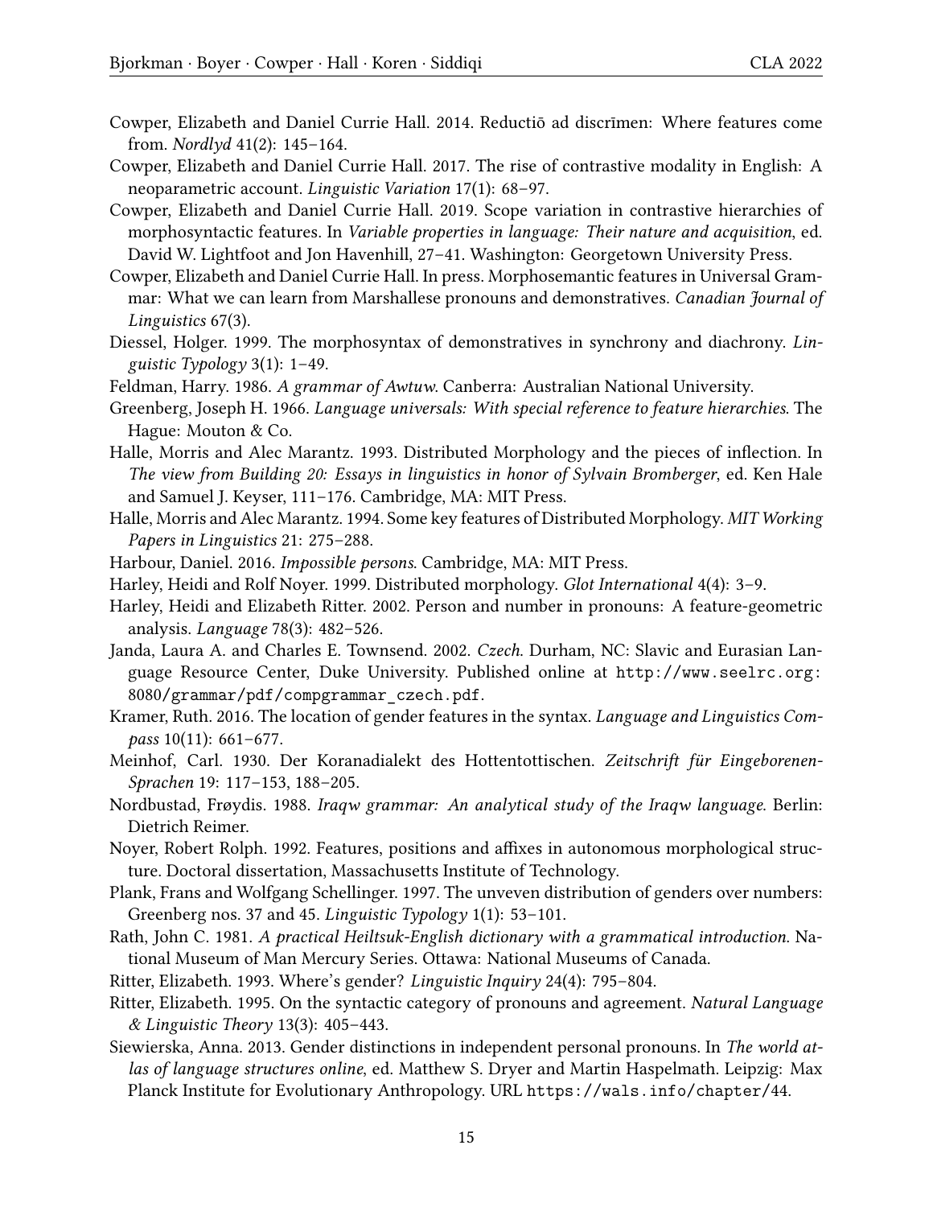Cowper, Elizabeth and Daniel Currie Hall. 2014. Reductiō ad discrīmen: Where features come from. *Nordlyd* 41(2): 145–164.

Cowper, Elizabeth and Daniel Currie Hall. 2017. The rise of contrastive modality in English: A neoparametric account. *Linguistic Variation* 17(1): 68–97.

Cowper, Elizabeth and Daniel Currie Hall. 2019. Scope variation in contrastive hierarchies of morphosyntactic features. In *Variable properties in language: Their nature and acquisition*, ed. David W. Lightfoot and Jon Havenhill, 27–41. Washington: Georgetown University Press.

Cowper, Elizabeth and Daniel Currie Hall. In press. Morphosemantic features in Universal Grammar: What we can learn from Marshallese pronouns and demonstratives. *Canadian Journal of Linguistics* 67(3).

Diessel, Holger. 1999. The morphosyntax of demonstratives in synchrony and diachrony. *Linguistic Typology* 3(1): 1–49.

Feldman, Harry. 1986. *A grammar of Awtuw*. Canberra: Australian National University.

Greenberg, Joseph H. 1966. *Language universals: With special reference to feature hierarchies*. The Hague: Mouton & Co.

Halle, Morris and Alec Marantz. 1993. Distributed Morphology and the pieces of inflection. In *The view from Building 20: Essays in linguistics in honor of Sylvain Bromberger*, ed. Ken Hale and Samuel J. Keyser, 111–176. Cambridge, MA: MIT Press.

Halle, Morris and Alec Marantz. 1994. Some key features of Distributed Morphology. *MIT Working Papers in Linguistics* 21: 275–288.

Harbour, Daniel. 2016. *Impossible persons*. Cambridge, MA: MIT Press.

Harley, Heidi and Rolf Noyer. 1999. Distributed morphology. *Glot International* 4(4): 3–9.

Harley, Heidi and Elizabeth Ritter. 2002. Person and number in pronouns: A feature-geometric analysis. *Language* 78(3): 482–526.

Janda, Laura A. and Charles E. Townsend. 2002. *Czech*. Durham, NC: Slavic and Eurasian Language Resource Center, Duke University. Published online at http://www.seelrc.org:8080/grammar/pdf/compgrammar_czech.pdf.

Kramer, Ruth. 2016. The location of gender features in the syntax. *Language and Linguistics Compass* 10(11): 661–677.

Meinhof, Carl. 1930. Der Koranadialekt des Hottentottischen. *Zeitschrift für Eingeborenen-Sprachen* 19: 117–153, 188–205.

Nordbustad, Frøydis. 1988. *Iraqw grammar: An analytical study of the Iraqw language*. Berlin: Dietrich Reimer.

Noyer, Robert Rolph. 1992. Features, positions and affixes in autonomous morphological structure. Doctoral dissertation, Massachusetts Institute of Technology.

Plank, Frans and Wolfgang Schellinger. 1997. The unveven distribution of genders over numbers: Greenberg nos. 37 and 45. *Linguistic Typology* 1(1): 53–101.

Rath, John C. 1981. *A practical Heiltsuk-English dictionary with a grammatical introduction*. National Museum of Man Mercury Series. Ottawa: National Museums of Canada.

Ritter, Elizabeth. 1993. Where's gender? *Linguistic Inquiry* 24(4): 795–804.

Ritter, Elizabeth. 1995. On the syntactic category of pronouns and agreement. *Natural Language & Linguistic Theory* 13(3): 405–443.

Siewierska, Anna. 2013. Gender distinctions in independent personal pronouns. In *The world atlas of language structures online*, ed. Matthew S. Dryer and Martin Haspelmath. Leipzig: Max Planck Institute for Evolutionary Anthropology. URL https://wals.info/chapter/44.